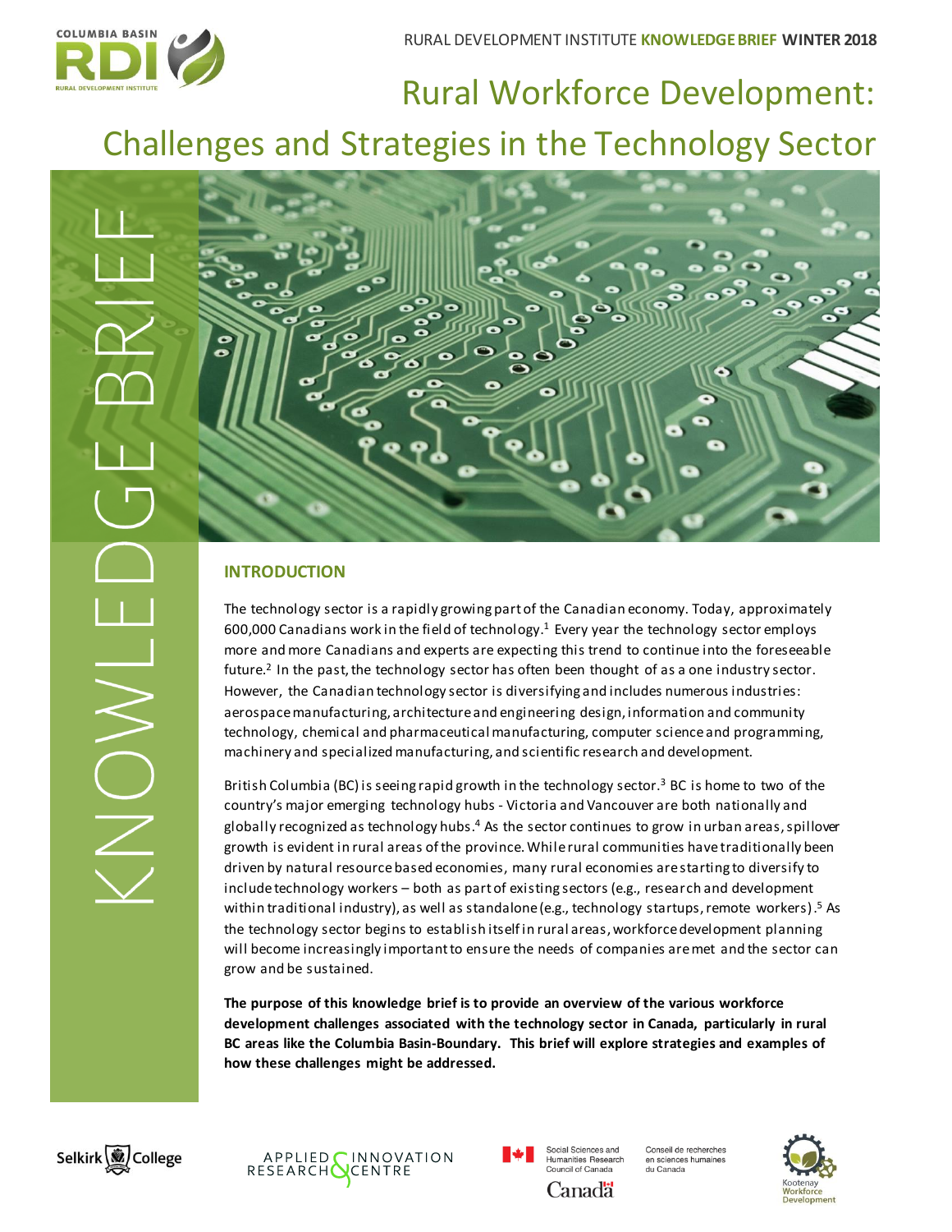RURAL DEVELOPMENT INSTITUTE **KNOWLEDGE BRIEF** **WINTER 2018**

# Rural Workforce Development: Challenges and Strategies in the Technology Sector

KNOWLEDGE BRIEF

## INTRODUCTION

The technology sector is a rapidly growing part of the Canadian economy. Today, approximately 600,000 Canadians work in the field of technology.[1] Every year the technology sector employs more and more Canadians and experts are expecting this trend to continue into the foreseeable future.[2] In the past, the technology sector has often been thought of as a one industry sector. However, the Canadian technology sector is diversifying and includes numerous industries: aerospace manufacturing, architecture and engineering design, information and community technology, chemical and pharmaceutical manufacturing, computer science and programming, machinery and specialized manufacturing, and scientific research and development.

British Columbia (BC) is seeing rapid growth in the technology sector.[3] BC is home to two of the country's major emerging technology hubs - Victoria and Vancouver are both nationally and globally recognized as technology hubs.[4] As the sector continues to grow in urban areas, spillover growth is evident in rural areas of the province. While rural communities have traditionally been driven by natural resource based economies, many rural economies are starting to diversify to include technology workers – both as part of existing sectors (e.g., research and development within traditional industry), as well as standalone (e.g., technology startups, remote workers).[5] As the technology sector begins to establish itself in rural areas, workforce development planning will become increasingly important to ensure the needs of companies are met and the sector can grow and be sustained.

**The purpose of this knowledge brief is to provide an overview of the various workforce development challenges associated with the technology sector in Canada, particularly in rural BC areas like the Columbia Basin-Boundary. This brief will explore strategies and examples of how these challenges might be addressed.**

Selkirk College | APPLIED RESEARCH & INNOVATION CENTRE | Social Sciences and Humanities Research Council of Canada / Conseil de recherches en sciences humaines du Canada | Canada | Kootenay Workforce Development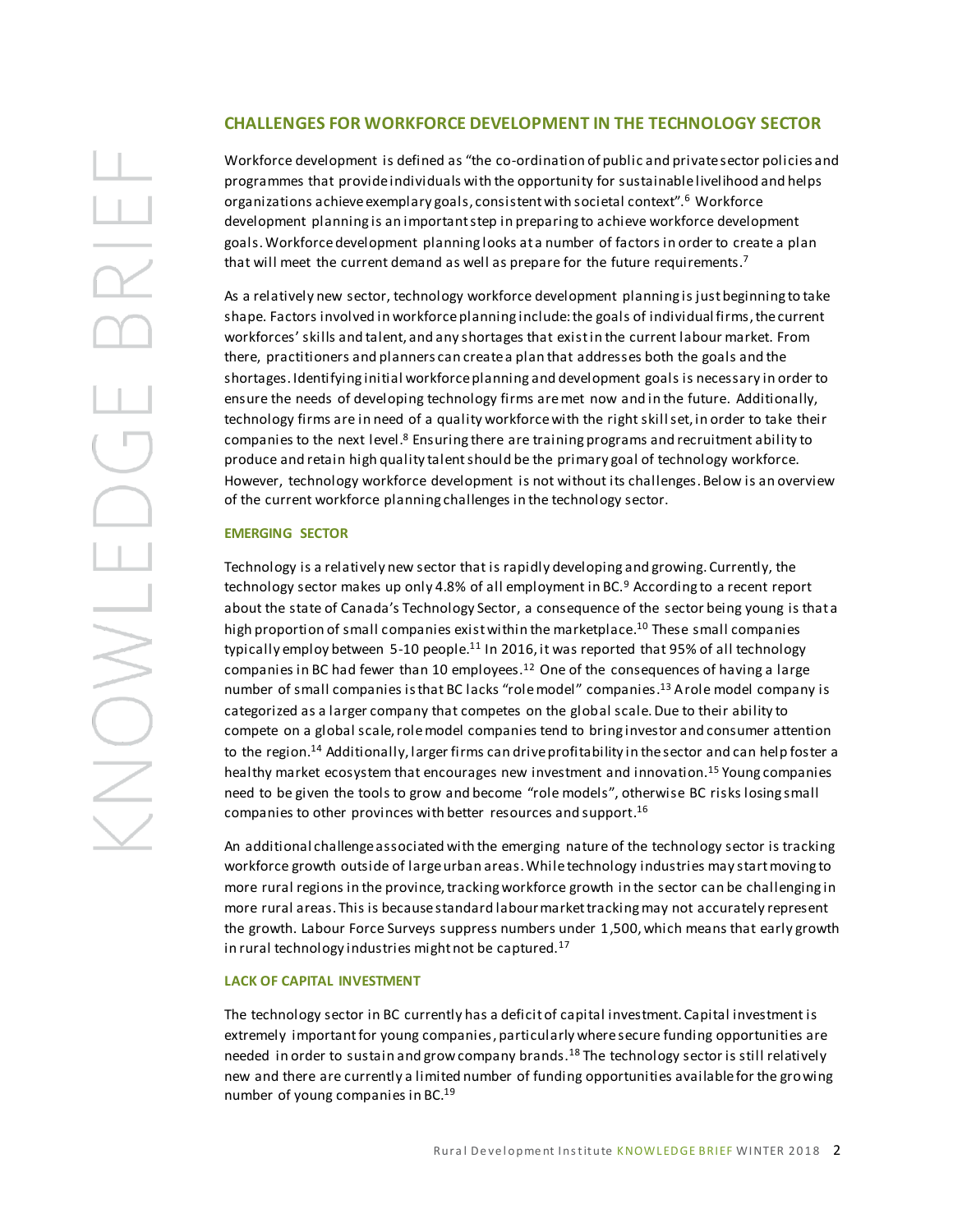## CHALLENGES FOR WORKFORCE DEVELOPMENT IN THE TECHNOLOGY SECTOR

Workforce development is defined as "the co-ordination of public and private sector policies and programmes that provide individuals with the opportunity for sustainable livelihood and helps organizations achieve exemplary goals, consistent with societal context".[6] Workforce development planning is an important step in preparing to achieve workforce development goals. Workforce development planning looks at a number of factors in order to create a plan that will meet the current demand as well as prepare for the future requirements.[7]

As a relatively new sector, technology workforce development planning is just beginning to take shape. Factors involved in workforce planning include: the goals of individual firms, the current workforces' skills and talent, and any shortages that exist in the current labour market. From there, practitioners and planners can create a plan that addresses both the goals and the shortages. Identifying initial workforce planning and development goals is necessary in order to ensure the needs of developing technology firms are met now and in the future. Additionally, technology firms are in need of a quality workforce with the right skill set, in order to take their companies to the next level.[8] Ensuring there are training programs and recruitment ability to produce and retain high quality talent should be the primary goal of technology workforce. However, technology workforce development is not without its challenges. Below is an overview of the current workforce planning challenges in the technology sector.

### EMERGING SECTOR

Technology is a relatively new sector that is rapidly developing and growing. Currently, the technology sector makes up only 4.8% of all employment in BC.[9] According to a recent report about the state of Canada's Technology Sector, a consequence of the sector being young is that a high proportion of small companies exist within the marketplace.[10] These small companies typically employ between 5-10 people.[11] In 2016, it was reported that 95% of all technology companies in BC had fewer than 10 employees.[12] One of the consequences of having a large number of small companies is that BC lacks "role model" companies.[13] A role model company is categorized as a larger company that competes on the global scale. Due to their ability to compete on a global scale, role model companies tend to bring investor and consumer attention to the region.[14] Additionally, larger firms can drive profitability in the sector and can help foster a healthy market ecosystem that encourages new investment and innovation.[15] Young companies need to be given the tools to grow and become "role models", otherwise BC risks losing small companies to other provinces with better resources and support.[16]

An additional challenge associated with the emerging nature of the technology sector is tracking workforce growth outside of large urban areas. While technology industries may start moving to more rural regions in the province, tracking workforce growth in the sector can be challenging in more rural areas. This is because standard labour market tracking may not accurately represent the growth. Labour Force Surveys suppress numbers under 1,500, which means that early growth in rural technology industries might not be captured.[17]

### LACK OF CAPITAL INVESTMENT

The technology sector in BC currently has a deficit of capital investment. Capital investment is extremely important for young companies, particularly where secure funding opportunities are needed in order to sustain and grow company brands.[18] The technology sector is still relatively new and there are currently a limited number of funding opportunities available for the growing number of young companies in BC.[19]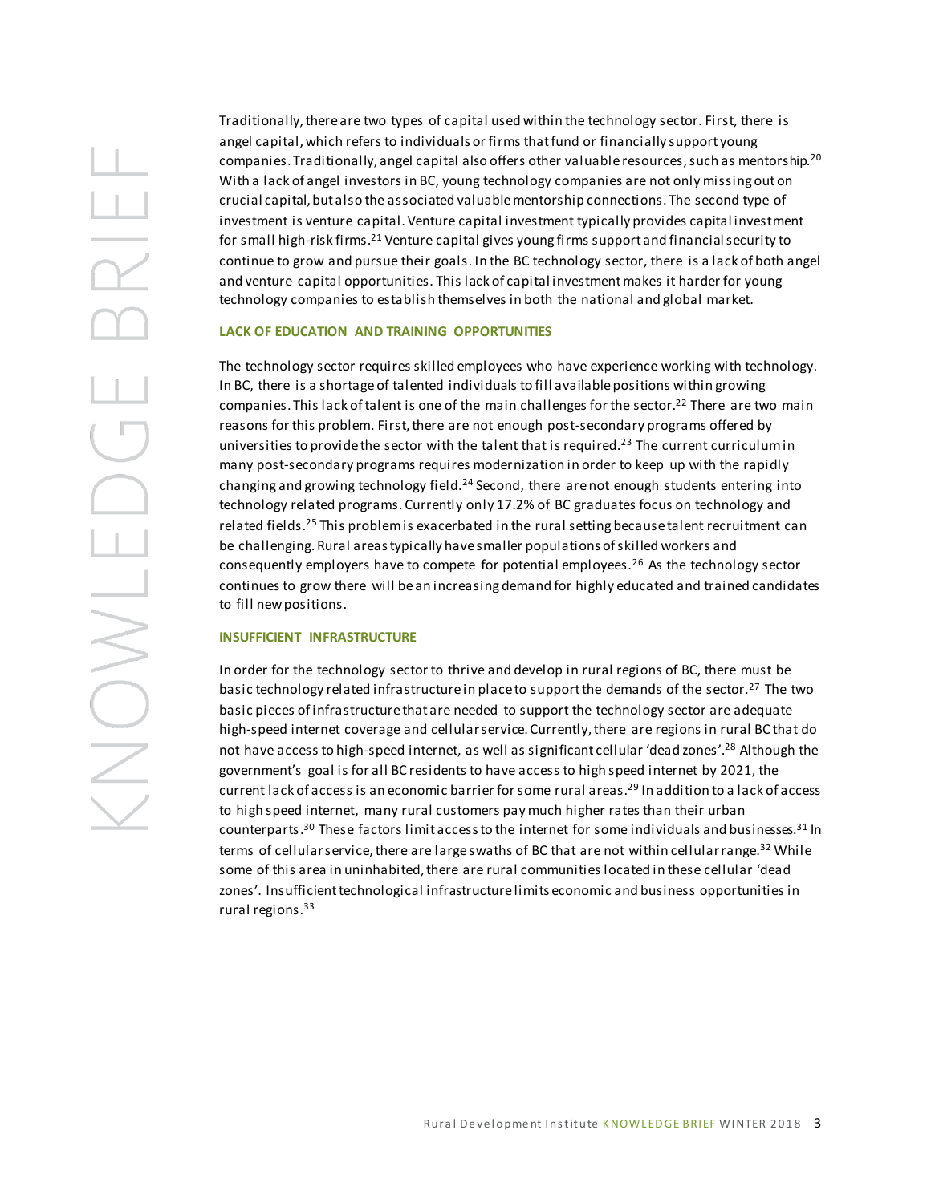Traditionally, there are two types of capital used within the technology sector. First, there is angel capital, which refers to individuals or firms that fund or financially support young companies. Traditionally, angel capital also offers other valuable resources, such as mentorship.[20] With a lack of angel investors in BC, young technology companies are not only missing out on crucial capital, but also the associated valuable mentorship connections. The second type of investment is venture capital. Venture capital investment typically provides capital investment for small high-risk firms.[21] Venture capital gives young firms support and financial security to continue to grow and pursue their goals. In the BC technology sector, there is a lack of both angel and venture capital opportunities. This lack of capital investment makes it harder for young technology companies to establish themselves in both the national and global market.

### LACK OF EDUCATION AND TRAINING OPPORTUNITIES

The technology sector requires skilled employees who have experience working with technology. In BC, there is a shortage of talented individuals to fill available positions within growing companies. This lack of talent is one of the main challenges for the sector.[22] There are two main reasons for this problem. First, there are not enough post-secondary programs offered by universities to provide the sector with the talent that is required.[23] The current curriculum in many post-secondary programs requires modernization in order to keep up with the rapidly changing and growing technology field.[24] Second, there are not enough students entering into technology related programs. Currently only 17.2% of BC graduates focus on technology and related fields.[25] This problem is exacerbated in the rural setting because talent recruitment can be challenging. Rural areas typically have smaller populations of skilled workers and consequently employers have to compete for potential employees.[26] As the technology sector continues to grow there will be an increasing demand for highly educated and trained candidates to fill new positions.

### INSUFFICIENT INFRASTRUCTURE

In order for the technology sector to thrive and develop in rural regions of BC, there must be basic technology related infrastructure in place to support the demands of the sector.[27] The two basic pieces of infrastructure that are needed to support the technology sector are adequate high-speed internet coverage and cellular service. Currently, there are regions in rural BC that do not have access to high-speed internet, as well as significant cellular 'dead zones'.[28] Although the government's goal is for all BC residents to have access to high speed internet by 2021, the current lack of access is an economic barrier for some rural areas.[29] In addition to a lack of access to high speed internet, many rural customers pay much higher rates than their urban counterparts.[30] These factors limit access to the internet for some individuals and businesses.[31] In terms of cellular service, there are large swaths of BC that are not within cellular range.[32] While some of this area in uninhabited, there are rural communities located in these cellular 'dead zones'. Insufficient technological infrastructure limits economic and business opportunities in rural regions.[33]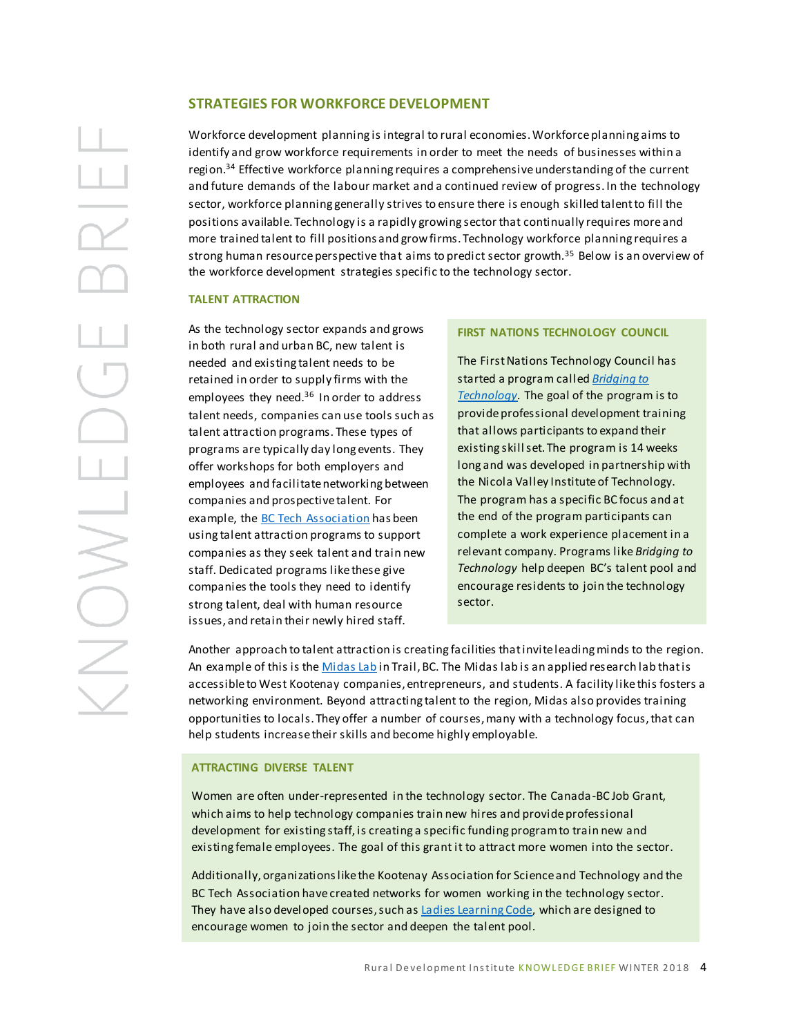## STRATEGIES FOR WORKFORCE DEVELOPMENT

Workforce development planning is integral to rural economies. Workforce planning aims to identify and grow workforce requirements in order to meet the needs of businesses within a region.[34] Effective workforce planning requires a comprehensive understanding of the current and future demands of the labour market and a continued review of progress. In the technology sector, workforce planning generally strives to ensure there is enough skilled talent to fill the positions available. Technology is a rapidly growing sector that continually requires more and more trained talent to fill positions and grow firms. Technology workforce planning requires a strong human resource perspective that aims to predict sector growth.[35] Below is an overview of the workforce development strategies specific to the technology sector.

### TALENT ATTRACTION

As the technology sector expands and grows in both rural and urban BC, new talent is needed and existing talent needs to be retained in order to supply firms with the employees they need.[36] In order to address talent needs, companies can use tools such as talent attraction programs. These types of programs are typically day long events. They offer workshops for both employers and employees and facilitate networking between companies and prospective talent. For example, the BC Tech Association has been using talent attraction programs to support companies as they seek talent and train new staff. Dedicated programs like these give companies the tools they need to identify strong talent, deal with human resource issues, and retain their newly hired staff.

#### FIRST NATIONS TECHNOLOGY COUNCIL

The First Nations Technology Council has started a program called *Bridging to Technology*. The goal of the program is to provide professional development training that allows participants to expand their existing skill set. The program is 14 weeks long and was developed in partnership with the Nicola Valley Institute of Technology. The program has a specific BC focus and at the end of the program participants can complete a work experience placement in a relevant company. Programs like *Bridging to Technology* help deepen BC's talent pool and encourage residents to join the technology sector.

Another approach to talent attraction is creating facilities that invite leading minds to the region. An example of this is the Midas Lab in Trail, BC. The Midas lab is an applied research lab that is accessible to West Kootenay companies, entrepreneurs, and students. A facility like this fosters a networking environment. Beyond attracting talent to the region, Midas also provides training opportunities to locals. They offer a number of courses, many with a technology focus, that can help students increase their skills and become highly employable.

#### ATTRACTING DIVERSE TALENT

Women are often under-represented in the technology sector. The Canada-BC Job Grant, which aims to help technology companies train new hires and provide professional development for existing staff, is creating a specific funding program to train new and existing female employees. The goal of this grant it to attract more women into the sector.

Additionally, organizations like the Kootenay Association for Science and Technology and the BC Tech Association have created networks for women working in the technology sector. They have also developed courses, such as Ladies Learning Code, which are designed to encourage women to join the sector and deepen the talent pool.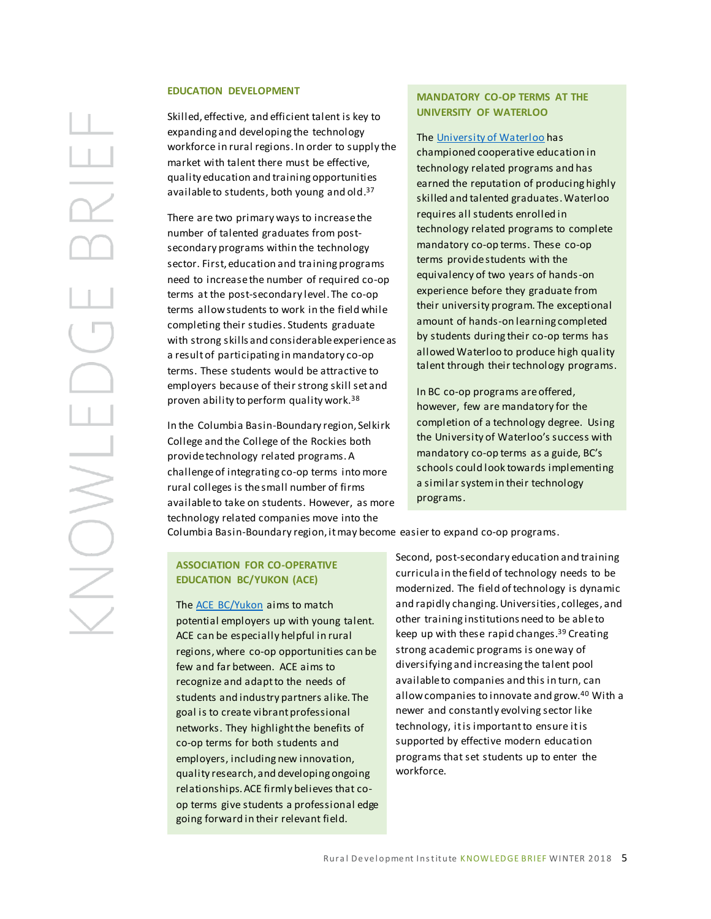## EDUCATION DEVELOPMENT

Skilled, effective, and efficient talent is key to expanding and developing the technology workforce in rural regions. In order to supply the market with talent there must be effective, quality education and training opportunities available to students, both young and old.[37]

There are two primary ways to increase the number of talented graduates from post-secondary programs within the technology sector. First, education and training programs need to increase the number of required co-op terms at the post-secondary level. The co-op terms allow students to work in the field while completing their studies. Students graduate with strong skills and considerable experience as a result of participating in mandatory co-op terms. These students would be attractive to employers because of their strong skill set and proven ability to perform quality work.[38]

In the Columbia Basin-Boundary region, Selkirk College and the College of the Rockies both provide technology related programs. A challenge of integrating co-op terms into more rural colleges is the small number of firms available to take on students. However, as more technology related companies move into the Columbia Basin-Boundary region, it may become easier to expand co-op programs.

### MANDATORY CO-OP TERMS AT THE UNIVERSITY OF WATERLOO

The University of Waterloo has championed cooperative education in technology related programs and has earned the reputation of producing highly skilled and talented graduates. Waterloo requires all students enrolled in technology related programs to complete mandatory co-op terms. These co-op terms provide students with the equivalency of two years of hands-on experience before they graduate from their university program. The exceptional amount of hands-on learning completed by students during their co-op terms has allowed Waterloo to produce high quality talent through their technology programs.

In BC co-op programs are offered, however, few are mandatory for the completion of a technology degree. Using the University of Waterloo's success with mandatory co-op terms as a guide, BC's schools could look towards implementing a similar system in their technology programs.

### ASSOCIATION FOR CO-OPERATIVE EDUCATION BC/YUKON (ACE)

The ACE BC/Yukon aims to match potential employers up with young talent. ACE can be especially helpful in rural regions, where co-op opportunities can be few and far between. ACE aims to recognize and adapt to the needs of students and industry partners alike. The goal is to create vibrant professional networks. They highlight the benefits of co-op terms for both students and employers, including new innovation, quality research, and developing ongoing relationships. ACE firmly believes that co-op terms give students a professional edge going forward in their relevant field.

Second, post-secondary education and training curricula in the field of technology needs to be modernized. The field of technology is dynamic and rapidly changing. Universities, colleges, and other training institutions need to be able to keep up with these rapid changes.[39] Creating strong academic programs is one way of diversifying and increasing the talent pool available to companies and this in turn, can allow companies to innovate and grow.[40] With a newer and constantly evolving sector like technology, it is important to ensure it is supported by effective modern education programs that set students up to enter the workforce.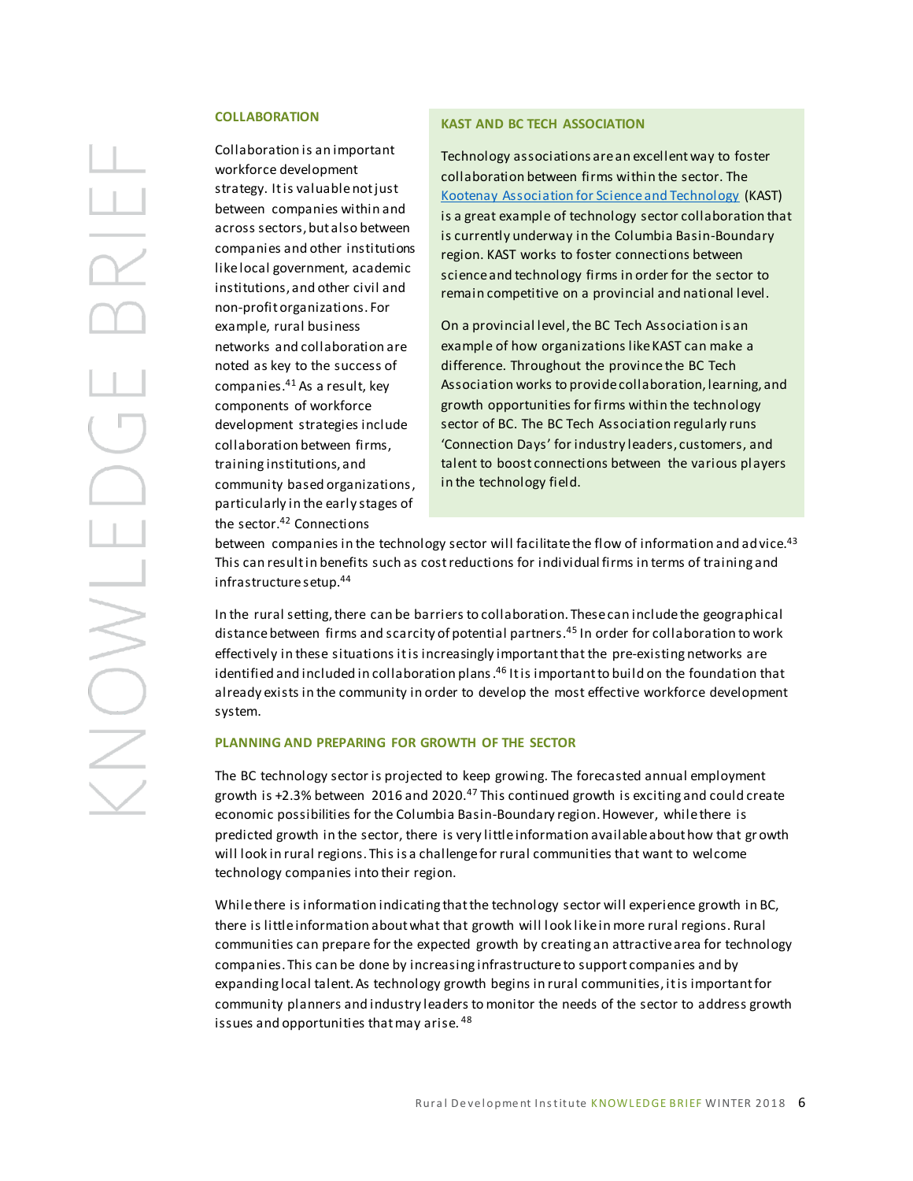## COLLABORATION

Collaboration is an important workforce development strategy. It is valuable not just between companies within and across sectors, but also between companies and other institutions like local government, academic institutions, and other civil and non-profit organizations. For example, rural business networks and collaboration are noted as key to the success of companies.[41] As a result, key components of workforce development strategies include collaboration between firms, training institutions, and community based organizations, particularly in the early stages of the sector.[42] Connections between companies in the technology sector will facilitate the flow of information and advice.[43] This can result in benefits such as cost reductions for individual firms in terms of training and infrastructure setup.[44]

> ### KAST AND BC TECH ASSOCIATION
>
> Technology associations are an excellent way to foster collaboration between firms within the sector. The [Kootenay Association for Science and Technology](#) (KAST) is a great example of technology sector collaboration that is currently underway in the Columbia Basin-Boundary region. KAST works to foster connections between science and technology firms in order for the sector to remain competitive on a provincial and national level.
>
> On a provincial level, the BC Tech Association is an example of how organizations like KAST can make a difference. Throughout the province the BC Tech Association works to provide collaboration, learning, and growth opportunities for firms within the technology sector of BC. The BC Tech Association regularly runs 'Connection Days' for industry leaders, customers, and talent to boost connections between the various players in the technology field.

In the rural setting, there can be barriers to collaboration. These can include the geographical distance between firms and scarcity of potential partners.[45] In order for collaboration to work effectively in these situations it is increasingly important that the pre-existing networks are identified and included in collaboration plans.[46] It is important to build on the foundation that already exists in the community in order to develop the most effective workforce development system.

## PLANNING AND PREPARING FOR GROWTH OF THE SECTOR

The BC technology sector is projected to keep growing. The forecasted annual employment growth is +2.3% between 2016 and 2020.[47] This continued growth is exciting and could create economic possibilities for the Columbia Basin-Boundary region. However, while there is predicted growth in the sector, there is very little information available about how that growth will look in rural regions. This is a challenge for rural communities that want to welcome technology companies into their region.

While there is information indicating that the technology sector will experience growth in BC, there is little information about what that growth will look like in more rural regions. Rural communities can prepare for the expected growth by creating an attractive area for technology companies. This can be done by increasing infrastructure to support companies and by expanding local talent. As technology growth begins in rural communities, it is important for community planners and industry leaders to monitor the needs of the sector to address growth issues and opportunities that may arise.[48]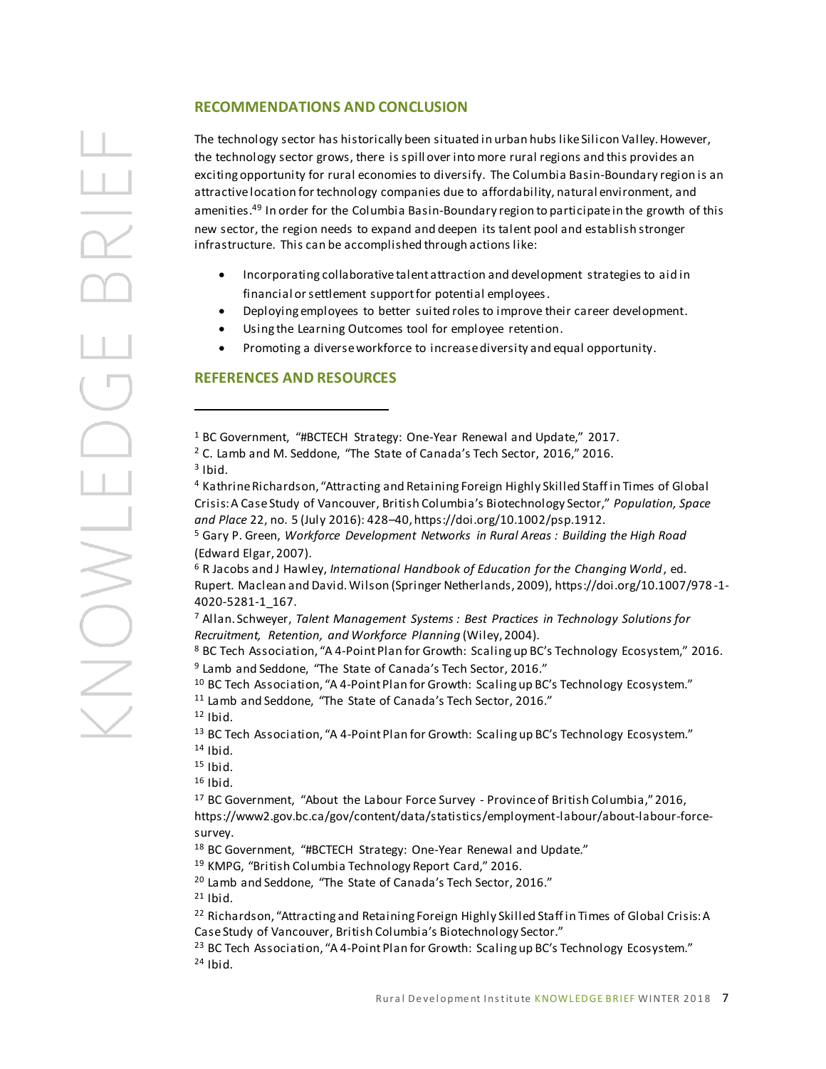## RECOMMENDATIONS AND CONCLUSION

The technology sector has historically been situated in urban hubs like Silicon Valley. However, the technology sector grows, there is spill over into more rural regions and this provides an exciting opportunity for rural economies to diversify. The Columbia Basin-Boundary region is an attractive location for technology companies due to affordability, natural environment, and amenities.[49] In order for the Columbia Basin-Boundary region to participate in the growth of this new sector, the region needs to expand and deepen its talent pool and establish stronger infrastructure. This can be accomplished through actions like:

- Incorporating collaborative talent attraction and development strategies to aid in financial or settlement support for potential employees.
- Deploying employees to better suited roles to improve their career development.
- Using the Learning Outcomes tool for employee retention.
- Promoting a diverse workforce to increase diversity and equal opportunity.

## REFERENCES AND RESOURCES

---

[1] BC Government, "#BCTECH Strategy: One-Year Renewal and Update," 2017.

[2] C. Lamb and M. Seddone, "The State of Canada's Tech Sector, 2016," 2016.

[3] Ibid.

[4] Kathrine Richardson, "Attracting and Retaining Foreign Highly Skilled Staff in Times of Global Crisis: A Case Study of Vancouver, British Columbia's Biotechnology Sector," *Population, Space and Place* 22, no. 5 (July 2016): 428–40, https://doi.org/10.1002/psp.1912.

[5] Gary P. Green, *Workforce Development Networks in Rural Areas : Building the High Road* (Edward Elgar, 2007).

[6] R Jacobs and J Hawley, *International Handbook of Education for the Changing World*, ed. Rupert. Maclean and David. Wilson (Springer Netherlands, 2009), https://doi.org/10.1007/978-1-4020-5281-1_167.

[7] Allan. Schweyer, *Talent Management Systems : Best Practices in Technology Solutions for Recruitment, Retention, and Workforce Planning* (Wiley, 2004).

[8] BC Tech Association, "A 4-Point Plan for Growth: Scaling up BC's Technology Ecosystem," 2016.

[9] Lamb and Seddone, "The State of Canada's Tech Sector, 2016."

[10] BC Tech Association, "A 4-Point Plan for Growth: Scaling up BC's Technology Ecosystem."

[11] Lamb and Seddone, "The State of Canada's Tech Sector, 2016."

[12] Ibid.

[13] BC Tech Association, "A 4-Point Plan for Growth: Scaling up BC's Technology Ecosystem."

[14] Ibid.

[15] Ibid.

[16] Ibid.

[17] BC Government, "About the Labour Force Survey - Province of British Columbia," 2016, https://www2.gov.bc.ca/gov/content/data/statistics/employment-labour/about-labour-force-survey.

[18] BC Government, "#BCTECH Strategy: One-Year Renewal and Update."

[19] KMPG, "British Columbia Technology Report Card," 2016.

[20] Lamb and Seddone, "The State of Canada's Tech Sector, 2016."

[21] Ibid.

[22] Richardson, "Attracting and Retaining Foreign Highly Skilled Staff in Times of Global Crisis: A Case Study of Vancouver, British Columbia's Biotechnology Sector."

[23] BC Tech Association, "A 4-Point Plan for Growth: Scaling up BC's Technology Ecosystem."

[24] Ibid.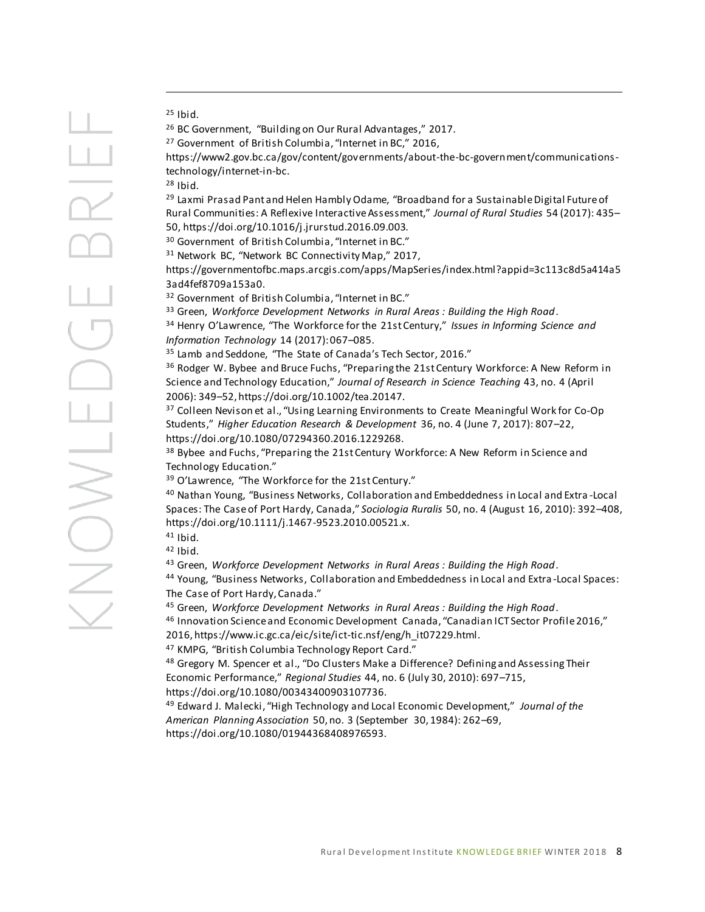[25] Ibid.

[26] BC Government, "Building on Our Rural Advantages," 2017.

[27] Government of British Columbia, "Internet in BC," 2016, https://www2.gov.bc.ca/gov/content/governments/about-the-bc-government/communications-technology/internet-in-bc.

[28] Ibid.

[29] Laxmi Prasad Pant and Helen Hambly Odame, "Broadband for a Sustainable Digital Future of Rural Communities: A Reflexive Interactive Assessment," *Journal of Rural Studies* 54 (2017): 435–50, https://doi.org/10.1016/j.jrurstud.2016.09.003.

[30] Government of British Columbia, "Internet in BC."

[31] Network BC, "Network BC Connectivity Map," 2017, https://governmentofbc.maps.arcgis.com/apps/MapSeries/index.html?appid=3c113c8d5a414a53ad4fef8709a153a0.

[32] Government of British Columbia, "Internet in BC."

[33] Green, *Workforce Development Networks in Rural Areas : Building the High Road*.

[34] Henry O'Lawrence, "The Workforce for the 21st Century," *Issues in Informing Science and Information Technology* 14 (2017): 067–085.

[35] Lamb and Seddone, "The State of Canada's Tech Sector, 2016."

[36] Rodger W. Bybee and Bruce Fuchs, "Preparing the 21st Century Workforce: A New Reform in Science and Technology Education," *Journal of Research in Science Teaching* 43, no. 4 (April 2006): 349–52, https://doi.org/10.1002/tea.20147.

[37] Colleen Nevison et al., "Using Learning Environments to Create Meaningful Work for Co-Op Students," *Higher Education Research & Development* 36, no. 4 (June 7, 2017): 807–22, https://doi.org/10.1080/07294360.2016.1229268.

[38] Bybee and Fuchs, "Preparing the 21st Century Workforce: A New Reform in Science and Technology Education."

[39] O'Lawrence, "The Workforce for the 21st Century."

[40] Nathan Young, "Business Networks, Collaboration and Embeddedness in Local and Extra-Local Spaces: The Case of Port Hardy, Canada," *Sociologia Ruralis* 50, no. 4 (August 16, 2010): 392–408, https://doi.org/10.1111/j.1467-9523.2010.00521.x.

[41] Ibid.

[42] Ibid.

[43] Green, *Workforce Development Networks in Rural Areas : Building the High Road*.

[44] Young, "Business Networks, Collaboration and Embeddedness in Local and Extra-Local Spaces: The Case of Port Hardy, Canada."

[45] Green, *Workforce Development Networks in Rural Areas : Building the High Road*.

[46] Innovation Science and Economic Development Canada, "Canadian ICT Sector Profile 2016," 2016, https://www.ic.gc.ca/eic/site/ict-tic.nsf/eng/h_it07229.html.

[47] KMPG, "British Columbia Technology Report Card."

[48] Gregory M. Spencer et al., "Do Clusters Make a Difference? Defining and Assessing Their Economic Performance," *Regional Studies* 44, no. 6 (July 30, 2010): 697–715, https://doi.org/10.1080/00343400903107736.

[49] Edward J. Malecki, "High Technology and Local Economic Development," *Journal of the American Planning Association* 50, no. 3 (September 30, 1984): 262–69, https://doi.org/10.1080/01944368408976593.